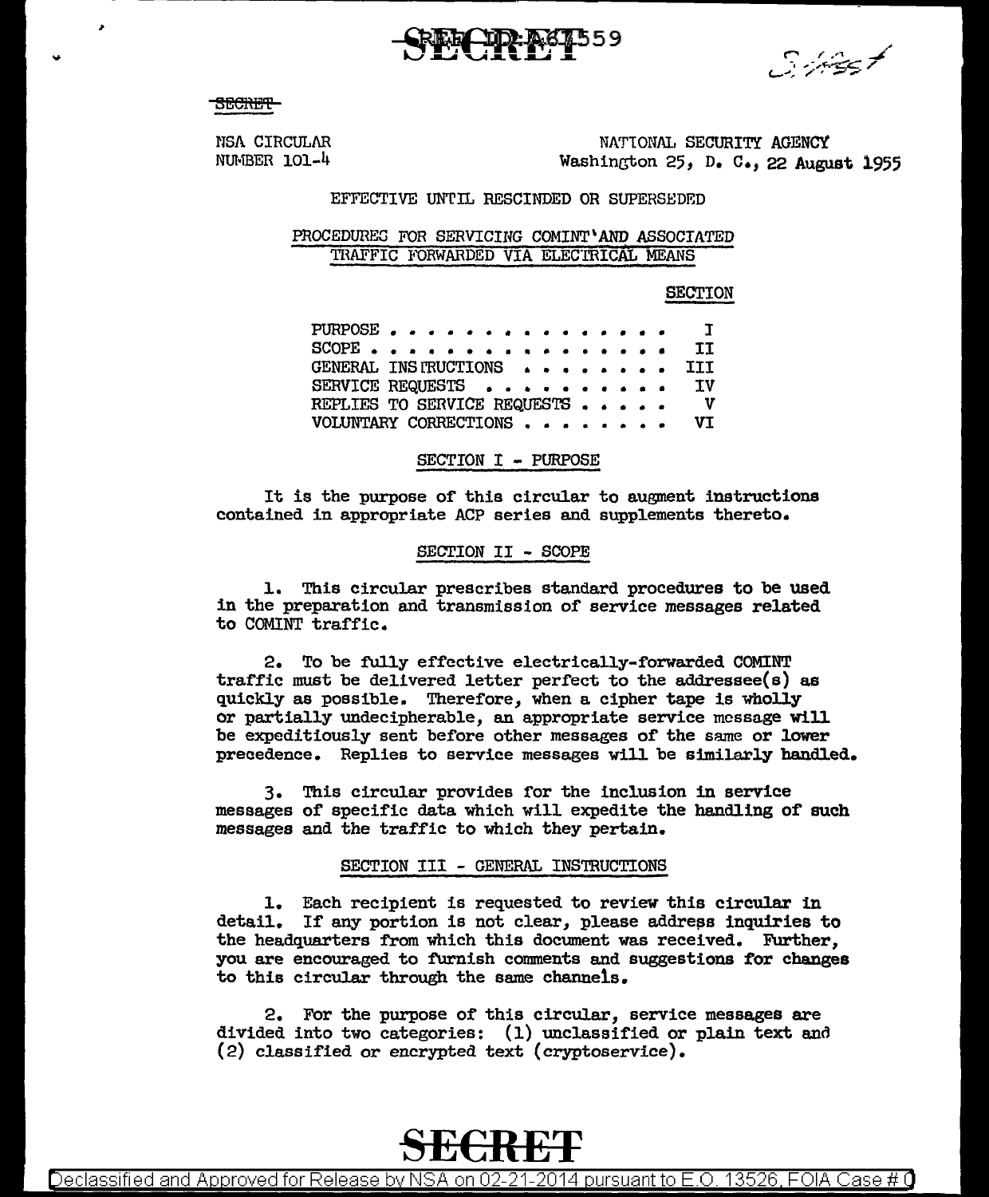SECRET

NSA CIRCULAR
NUMBER 101-4

NATIONAL SECURITY AGENCY
Washington 25, D. C., 22 August 1955

EFFECTIVE UNTIL RESCINDED OR SUPERSEDED

## PROCEDURES FOR SERVICING COMINT AND ASSOCIATED TRAFFIC FORWARDED VIA ELECTRICAL MEANS

| | SECTION |
|---|---|
| PURPOSE | I |
| SCOPE | II |
| GENERAL INSTRUCTIONS | III |
| SERVICE REQUESTS | IV |
| REPLIES TO SERVICE REQUESTS | V |
| VOLUNTARY CORRECTIONS | VI |

### SECTION I - PURPOSE

It is the purpose of this circular to augment instructions contained in appropriate ACP series and supplements thereto.

### SECTION II - SCOPE

1. This circular prescribes standard procedures to be used in the preparation and transmission of service messages related to COMINT traffic.

2. To be fully effective electrically-forwarded COMINT traffic must be delivered letter perfect to the addressee(s) as quickly as possible. Therefore, when a cipher tape is wholly or partially undecipherable, an appropriate service message will be expeditiously sent before other messages of the same or lower precedence. Replies to service messages will be similarly handled.

3. This circular provides for the inclusion in service messages of specific data which will expedite the handling of such messages and the traffic to which they pertain.

### SECTION III - GENERAL INSTRUCTIONS

1. Each recipient is requested to review this circular in detail. If any portion is not clear, please address inquiries to the headquarters from which this document was received. Further, you are encouraged to furnish comments and suggestions for changes to this circular through the same channels.

2. For the purpose of this circular, service messages are divided into two categories: (1) unclassified or plain text and (2) classified or encrypted text (cryptoservice).

SECRET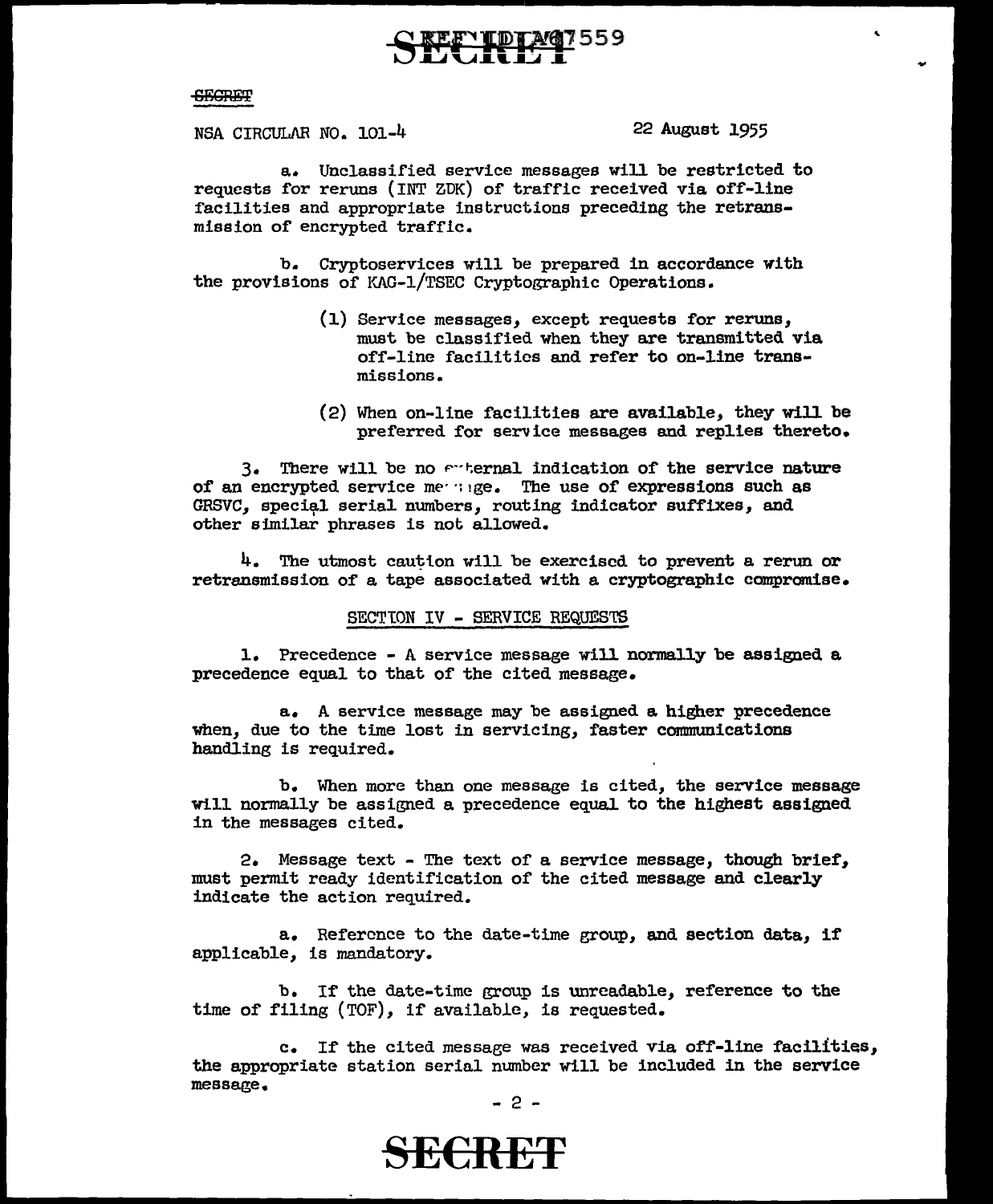SECRET

NSA CIRCULAR NO. 101-4 22 August 1955

a. Unclassified service messages will be restricted to requests for reruns (INT ZDK) of traffic received via off-line facilities and appropriate instructions preceding the retransmission of encrypted traffic.

b. Cryptoservices will be prepared in accordance with the provisions of KAG-1/TSEC Cryptographic Operations.

(1) Service messages, except requests for reruns, must be classified when they are transmitted via off-line facilities and refer to on-line transmissions.

(2) When on-line facilities are available, they will be preferred for service messages and replies thereto.

3. There will be no external indication of the service nature of an encrypted service message. The use of expressions such as GRSVC, special serial numbers, routing indicator suffixes, and other similar phrases is not allowed.

4. The utmost caution will be exercised to prevent a rerun or retransmission of a tape associated with a cryptographic compromise.

## SECTION IV - SERVICE REQUESTS

1. Precedence - A service message will normally be assigned a precedence equal to that of the cited message.

a. A service message may be assigned a higher precedence when, due to the time lost in servicing, faster communications handling is required.

b. When more than one message is cited, the service message will normally be assigned a precedence equal to the highest assigned in the messages cited.

2. Message text - The text of a service message, though brief, must permit ready identification of the cited message and clearly indicate the action required.

a. Reference to the date-time group, and section data, if applicable, is mandatory.

b. If the date-time group is unreadable, reference to the time of filing (TOF), if available, is requested.

c. If the cited message was received via off-line facilities, the appropriate station serial number will be included in the service message.

SECRET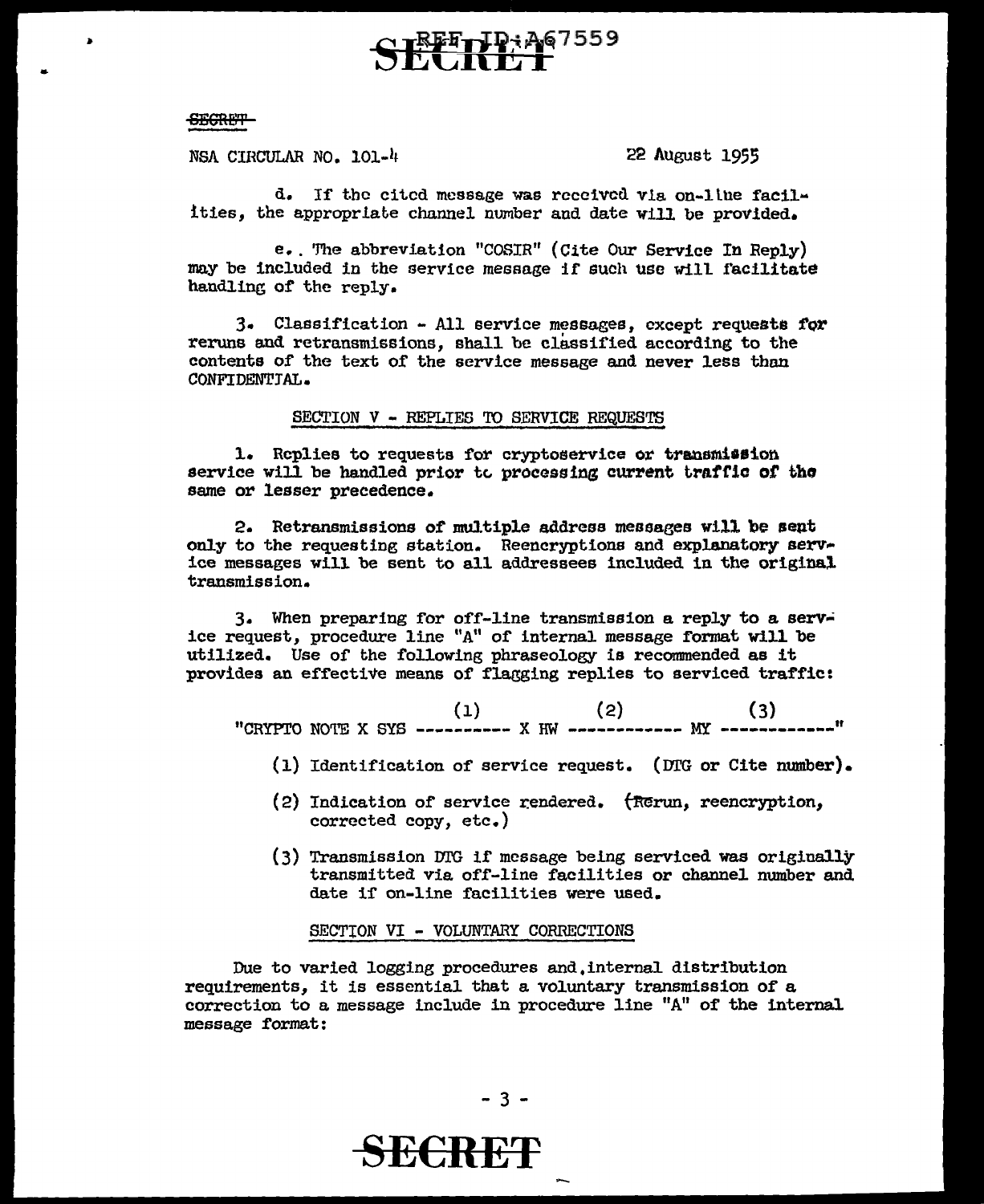SECRET

NSA CIRCULAR NO. 101-4 22 August 1955

d. If the cited message was received via on-line facilities, the appropriate channel number and date will be provided.

e. The abbreviation "COSIR" (Cite Our Service In Reply) may be included in the service message if such use will facilitate handling of the reply.

3. Classification - All service messages, except requests for reruns and retransmissions, shall be classified according to the contents of the text of the service message and never less than CONFIDENTIAL.

SECTION V - REPLIES TO SERVICE REQUESTS

1. Replies to requests for cryptoservice or transmission service will be handled prior to processing current traffic of the same or lesser precedence.

2. Retransmissions of multiple address messages will be sent only to the requesting station. Reencryptions and explanatory service messages will be sent to all addressees included in the original transmission.

3. When preparing for off-line transmission a reply to a service request, procedure line "A" of internal message format will be utilized. Use of the following phraseology is recommended as it provides an effective means of flagging replies to serviced traffic:

```
                              (1)            (2)              (3)
"CRYPTO NOTE X SYS ---------- X HW ------------ MY ------------"
```

(1) Identification of service request. (DTG or Cite number).

(2) Indication of service rendered. (Rerun, reencryption, corrected copy, etc.)

(3) Transmission DTG if message being serviced was originally transmitted via off-line facilities or channel number and date if on-line facilities were used.

SECTION VI - VOLUNTARY CORRECTIONS

Due to varied logging procedures and internal distribution requirements, it is essential that a voluntary transmission of a correction to a message include in procedure line "A" of the internal message format:

SECRET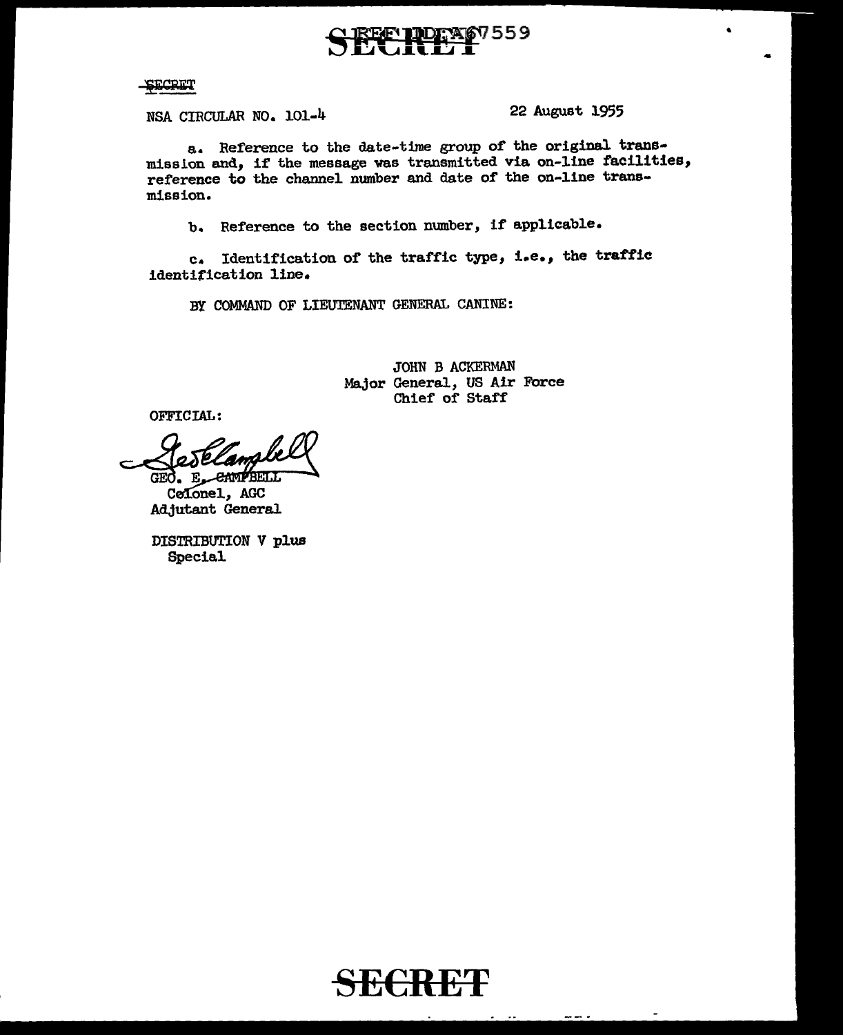SECRET

NSA CIRCULAR NO. 101-4 22 August 1955

a. Reference to the date-time group of the original transmission and, if the message was transmitted via on-line facilities, reference to the channel number and date of the on-line transmission.

b. Reference to the section number, if applicable.

c. Identification of the traffic type, i.e., the traffic identification line.

BY COMMAND OF LIEUTENANT GENERAL CANINE:

JOHN B ACKERMAN
Major General, US Air Force
Chief of Staff

OFFICIAL:

GEO. E. CAMPBELL
Colonel, AGC
Adjutant General

DISTRIBUTION V plus
Special

SECRET